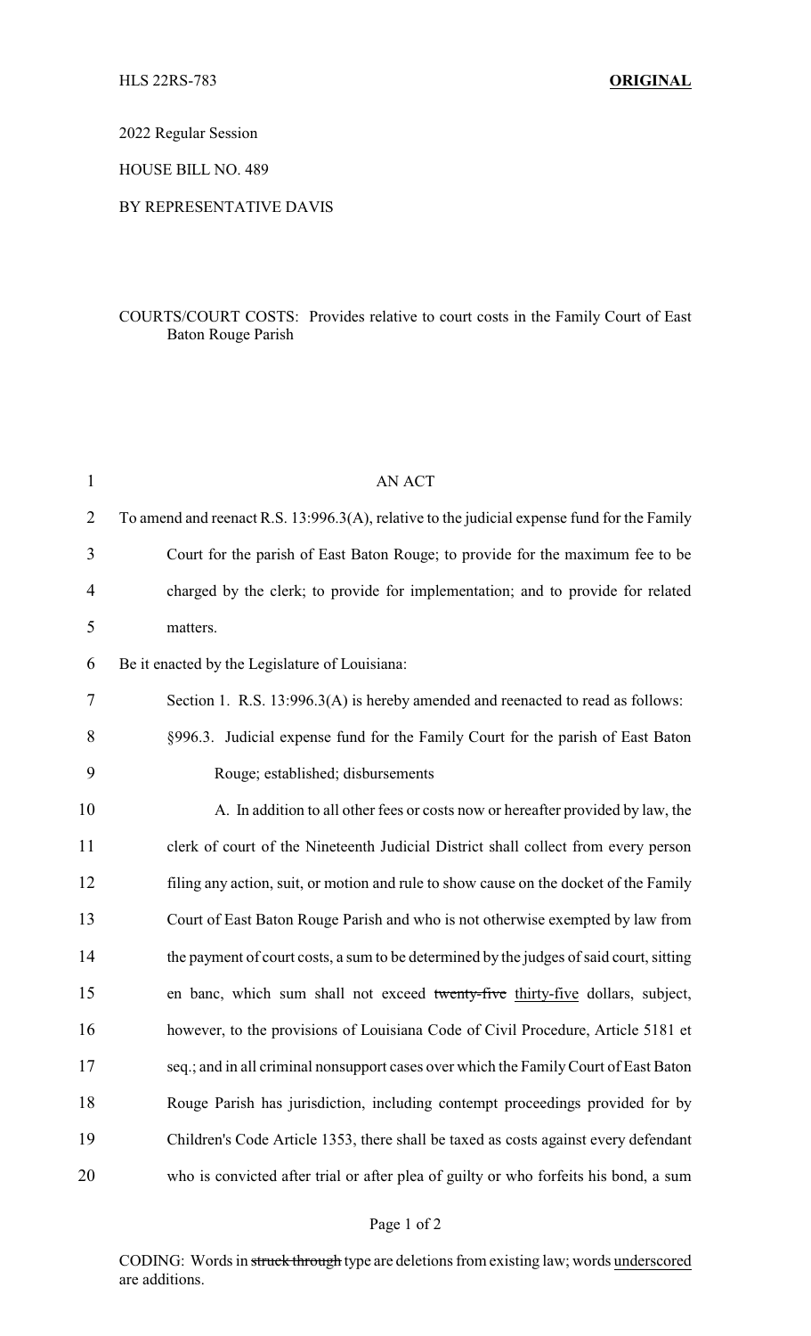HLS 22RS-783 **ORIGINAL**

2022 Regular Session

HOUSE BILL NO. 489

BY REPRESENTATIVE DAVIS

COURTS/COURT COSTS: Provides relative to court costs in the Family Court of East Baton Rouge Parish

AN ACT

To amend and reenact R.S. 13:996.3(A), relative to the judicial expense fund for the Family Court for the parish of East Baton Rouge; to provide for the maximum fee to be charged by the clerk; to provide for implementation; and to provide for related matters.

Be it enacted by the Legislature of Louisiana:

Section 1. R.S. 13:996.3(A) is hereby amended and reenacted to read as follows:

§996.3. Judicial expense fund for the Family Court for the parish of East Baton Rouge; established; disbursements

A. In addition to all other fees or costs now or hereafter provided by law, the clerk of court of the Nineteenth Judicial District shall collect from every person filing any action, suit, or motion and rule to show cause on the docket of the Family Court of East Baton Rouge Parish and who is not otherwise exempted by law from the payment of court costs, a sum to be determined by the judges of said court, sitting en banc, which sum shall not exceed ~~twenty-five~~ <u>thirty-five</u> dollars, subject, however, to the provisions of Louisiana Code of Civil Procedure, Article 5181 et seq.; and in all criminal nonsupport cases over which the Family Court of East Baton Rouge Parish has jurisdiction, including contempt proceedings provided for by Children's Code Article 1353, there shall be taxed as costs against every defendant who is convicted after trial or after plea of guilty or who forfeits his bond, a sum

CODING: Words in ~~struck through~~ type are deletions from existing law; words <u>underscored</u> are additions.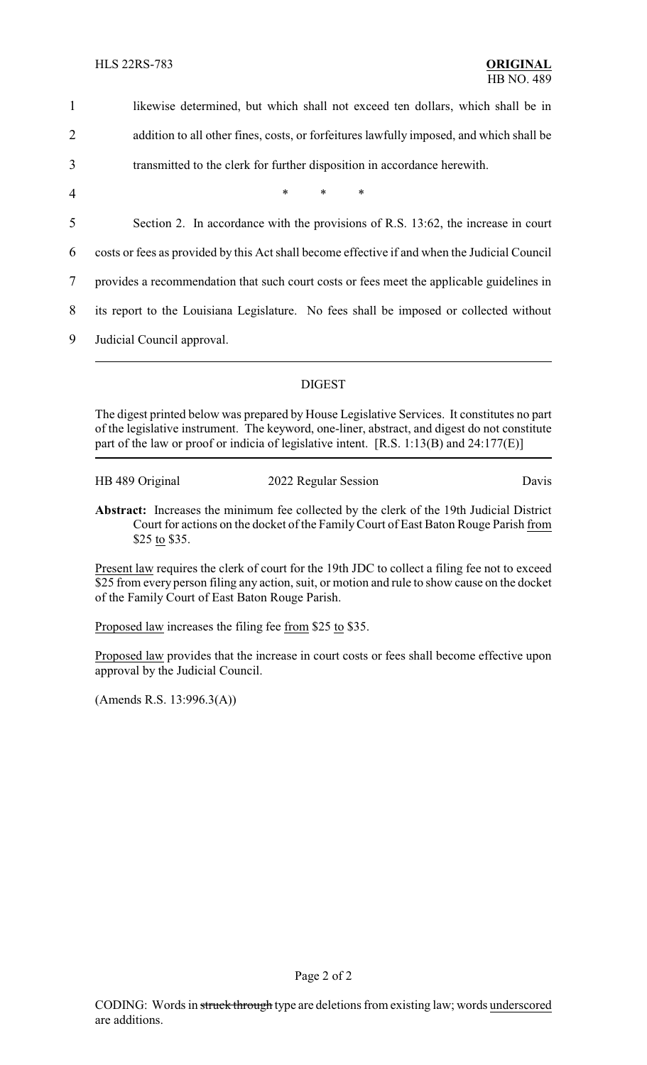likewise determined, but which shall not exceed ten dollars, which shall be in addition to all other fines, costs, or forfeitures lawfully imposed, and which shall be transmitted to the clerk for further disposition in accordance herewith.

\* \* \*

Section 2. In accordance with the provisions of R.S. 13:62, the increase in court costs or fees as provided by this Act shall become effective if and when the Judicial Council provides a recommendation that such court costs or fees meet the applicable guidelines in its report to the Louisiana Legislature. No fees shall be imposed or collected without Judicial Council approval.

## DIGEST

The digest printed below was prepared by House Legislative Services. It constitutes no part of the legislative instrument. The keyword, one-liner, abstract, and digest do not constitute part of the law or proof or indicia of legislative intent. [R.S. 1:13(B) and 24:177(E)]

HB 489 Original 2022 Regular Session Davis

**Abstract:** Increases the minimum fee collected by the clerk of the 19th Judicial District Court for actions on the docket of the Family Court of East Baton Rouge Parish from $25 to $35.

Present law requires the clerk of court for the 19th JDC to collect a filing fee not to exceed $25 from every person filing any action, suit, or motion and rule to show cause on the docket of the Family Court of East Baton Rouge Parish.

Proposed law increases the filing fee from $25 to $35.

Proposed law provides that the increase in court costs or fees shall become effective upon approval by the Judicial Council.

(Amends R.S. 13:996.3(A))

CODING: Words in struck through type are deletions from existing law; words underscored are additions.